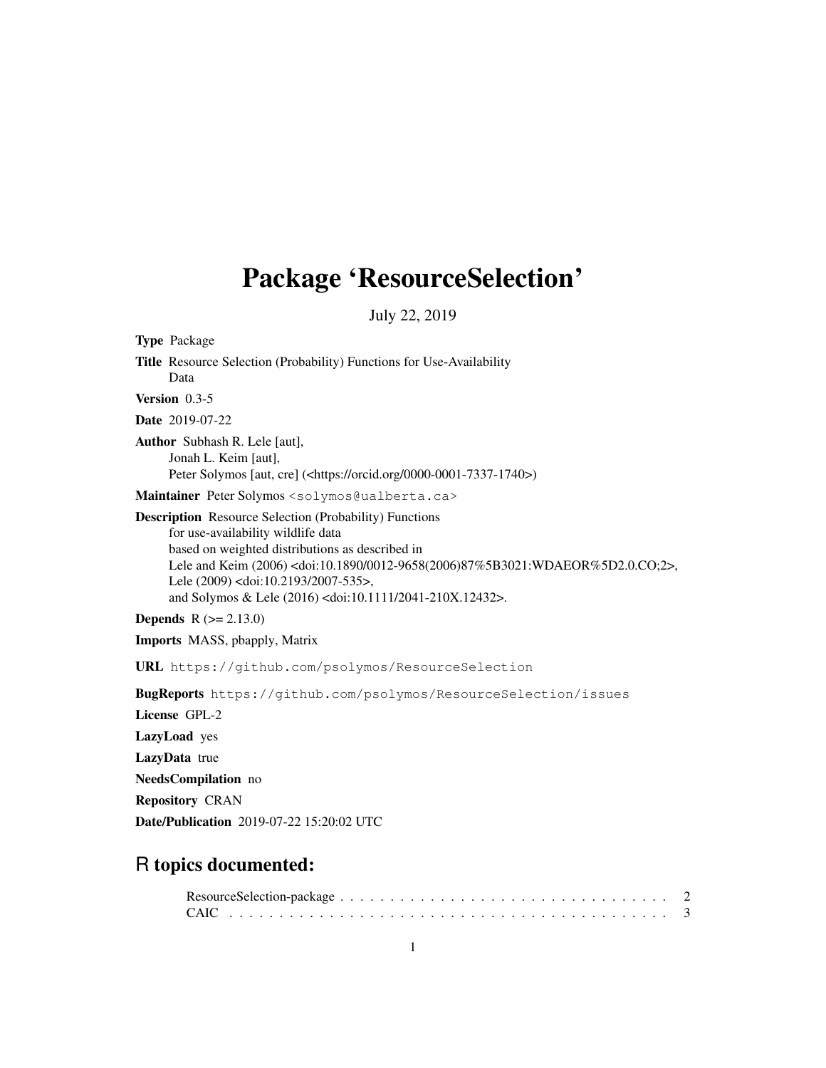# Package 'ResourceSelection'

July 22, 2019

**Type** Package

**Title** Resource Selection (Probability) Functions for Use-Availability Data

**Version** 0.3-5

**Date** 2019-07-22

**Author** Subhash R. Lele [aut],
Jonah L. Keim [aut],
Peter Solymos [aut, cre] (<https://orcid.org/0000-0001-7337-1740>)

**Maintainer** Peter Solymos <solymos@ualberta.ca>

**Description** Resource Selection (Probability) Functions
for use-availability wildlife data
based on weighted distributions as described in
Lele and Keim (2006) <doi:10.1890/0012-9658(2006)87%5B3021:WDAEOR%5D2.0.CO;2>,
Lele (2009) <doi:10.2193/2007-535>,
and Solymos & Lele (2016) <doi:10.1111/2041-210X.12432>.

**Depends** R (>= 2.13.0)

**Imports** MASS, pbapply, Matrix

**URL** https://github.com/psolymos/ResourceSelection

**BugReports** https://github.com/psolymos/ResourceSelection/issues

**License** GPL-2

**LazyLoad** yes

**LazyData** true

**NeedsCompilation** no

**Repository** CRAN

**Date/Publication** 2019-07-22 15:20:02 UTC

## R topics documented:

ResourceSelection-package . . . . . . . . . . . . . . . . . . . . . . . . . . . . . . . . 2
CAIC . . . . . . . . . . . . . . . . . . . . . . . . . . . . . . . . . . . . . . . . . . 3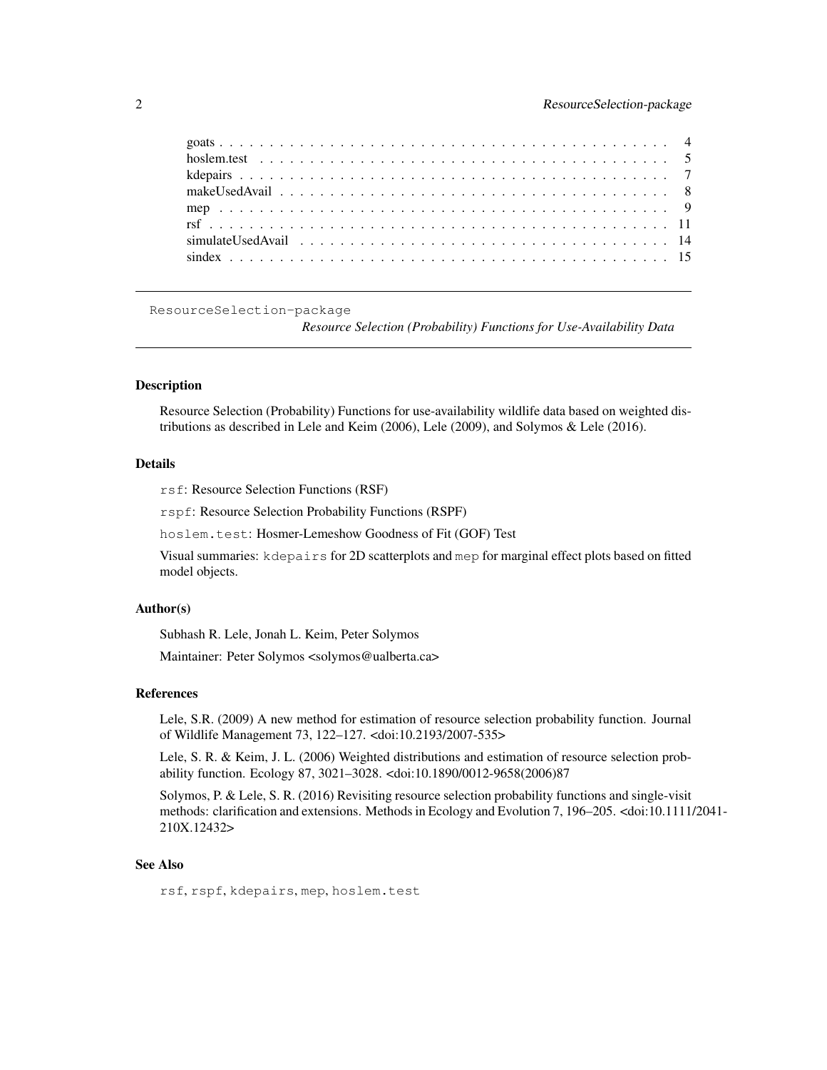goats . . . . . . . . . . . . . . . . . . . . . . . . . . . . . . . . . . . . . . . . . . . 4
hoslem.test . . . . . . . . . . . . . . . . . . . . . . . . . . . . . . . . . . . . . . . . 5
kdepairs . . . . . . . . . . . . . . . . . . . . . . . . . . . . . . . . . . . . . . . . . . 7
makeUsedAvail . . . . . . . . . . . . . . . . . . . . . . . . . . . . . . . . . . . . . . 8
mep . . . . . . . . . . . . . . . . . . . . . . . . . . . . . . . . . . . . . . . . . . . . 9
rsf . . . . . . . . . . . . . . . . . . . . . . . . . . . . . . . . . . . . . . . . . . . . 11
simulateUsedAvail . . . . . . . . . . . . . . . . . . . . . . . . . . . . . . . . . . . . 14
sindex . . . . . . . . . . . . . . . . . . . . . . . . . . . . . . . . . . . . . . . . . . 15

---

# ResourceSelection-package — *Resource Selection (Probability) Functions for Use-Availability Data*

## Description

Resource Selection (Probability) Functions for use-availability wildlife data based on weighted distributions as described in Lele and Keim (2006), Lele (2009), and Solymos & Lele (2016).

## Details

`rsf`: Resource Selection Functions (RSF)

`rspf`: Resource Selection Probability Functions (RSPF)

`hoslem.test`: Hosmer-Lemeshow Goodness of Fit (GOF) Test

Visual summaries: `kdepairs` for 2D scatterplots and `mep` for marginal effect plots based on fitted model objects.

## Author(s)

Subhash R. Lele, Jonah L. Keim, Peter Solymos

Maintainer: Peter Solymos <solymos@ualberta.ca>

## References

Lele, S.R. (2009) A new method for estimation of resource selection probability function. Journal of Wildlife Management 73, 122–127. <doi:10.2193/2007-535>

Lele, S. R. & Keim, J. L. (2006) Weighted distributions and estimation of resource selection probability function. Ecology 87, 3021–3028. <doi:10.1890/0012-9658(2006)87

Solymos, P. & Lele, S. R. (2016) Revisiting resource selection probability functions and single-visit methods: clarification and extensions. Methods in Ecology and Evolution 7, 196–205. <doi:10.1111/2041-210X.12432>

## See Also

`rsf`, `rspf`, `kdepairs`, `mep`, `hoslem.test`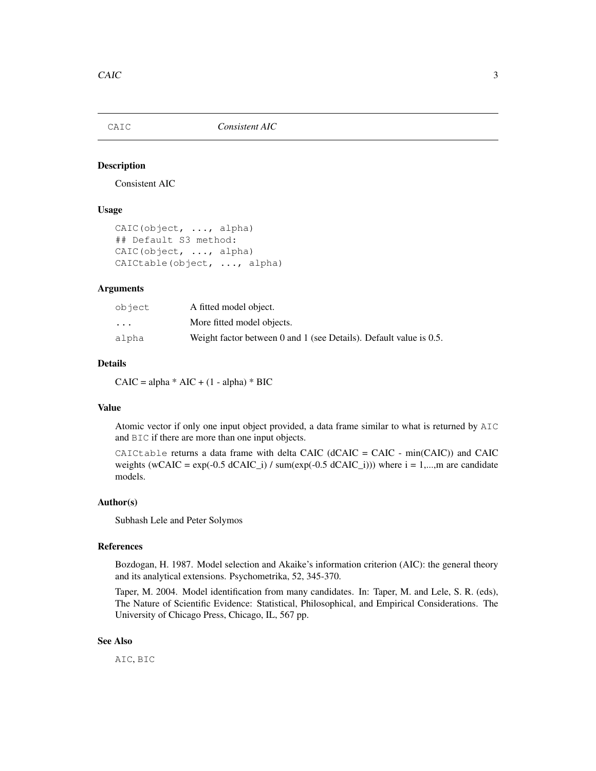# CAIC — *Consistent AIC*

## Description

Consistent AIC

## Usage

```
CAIC(object, ..., alpha)
## Default S3 method:
CAIC(object, ..., alpha)
CAICtable(object, ..., alpha)
```

## Arguments

| | |
|---|---|
| `object` | A fitted model object. |
| `...` | More fitted model objects. |
| `alpha` | Weight factor between 0 and 1 (see Details). Default value is 0.5. |

## Details

CAIC = alpha * AIC + (1 - alpha) * BIC

## Value

Atomic vector if only one input object provided, a data frame similar to what is returned by `AIC` and `BIC` if there are more than one input objects.

`CAICtable` returns a data frame with delta CAIC (dCAIC = CAIC - min(CAIC)) and CAIC weights (wCAIC = exp(-0.5 dCAIC_i) / sum(exp(-0.5 dCAIC_i))) where i = 1,...,m are candidate models.

## Author(s)

Subhash Lele and Peter Solymos

## References

Bozdogan, H. 1987. Model selection and Akaike's information criterion (AIC): the general theory and its analytical extensions. Psychometrika, 52, 345-370.

Taper, M. 2004. Model identification from many candidates. In: Taper, M. and Lele, S. R. (eds), The Nature of Scientific Evidence: Statistical, Philosophical, and Empirical Considerations. The University of Chicago Press, Chicago, IL, 567 pp.

## See Also

`AIC`, `BIC`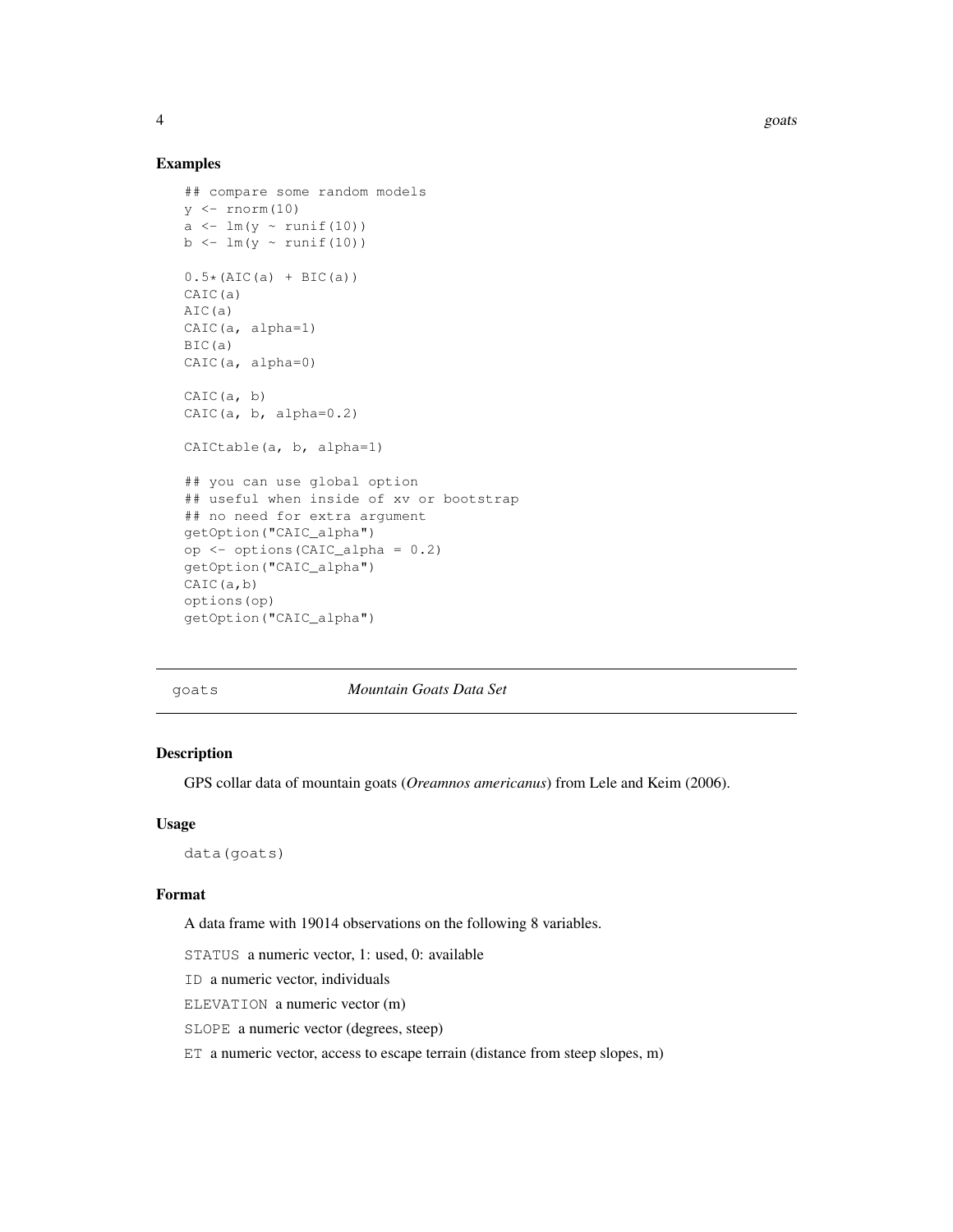### Examples

```
## compare some random models
y <- rnorm(10)
a <- lm(y ~ runif(10))
b <- lm(y ~ runif(10))

0.5*(AIC(a) + BIC(a))
CAIC(a)
AIC(a)
CAIC(a, alpha=1)
BIC(a)
CAIC(a, alpha=0)

CAIC(a, b)
CAIC(a, b, alpha=0.2)

CAICtable(a, b, alpha=1)

## you can use global option
## useful when inside of xv or bootstrap
## no need for extra argument
getOption("CAIC_alpha")
op <- options(CAIC_alpha = 0.2)
getOption("CAIC_alpha")
CAIC(a,b)
options(op)
getOption("CAIC_alpha")
```

---

## goats — *Mountain Goats Data Set*

---

### Description

GPS collar data of mountain goats (*Oreamnos americanus*) from Lele and Keim (2006).

### Usage

```
data(goats)
```

### Format

A data frame with 19014 observations on the following 8 variables.

`STATUS` a numeric vector, 1: used, 0: available

`ID` a numeric vector, individuals

`ELEVATION` a numeric vector (m)

`SLOPE` a numeric vector (degrees, steep)

`ET` a numeric vector, access to escape terrain (distance from steep slopes, m)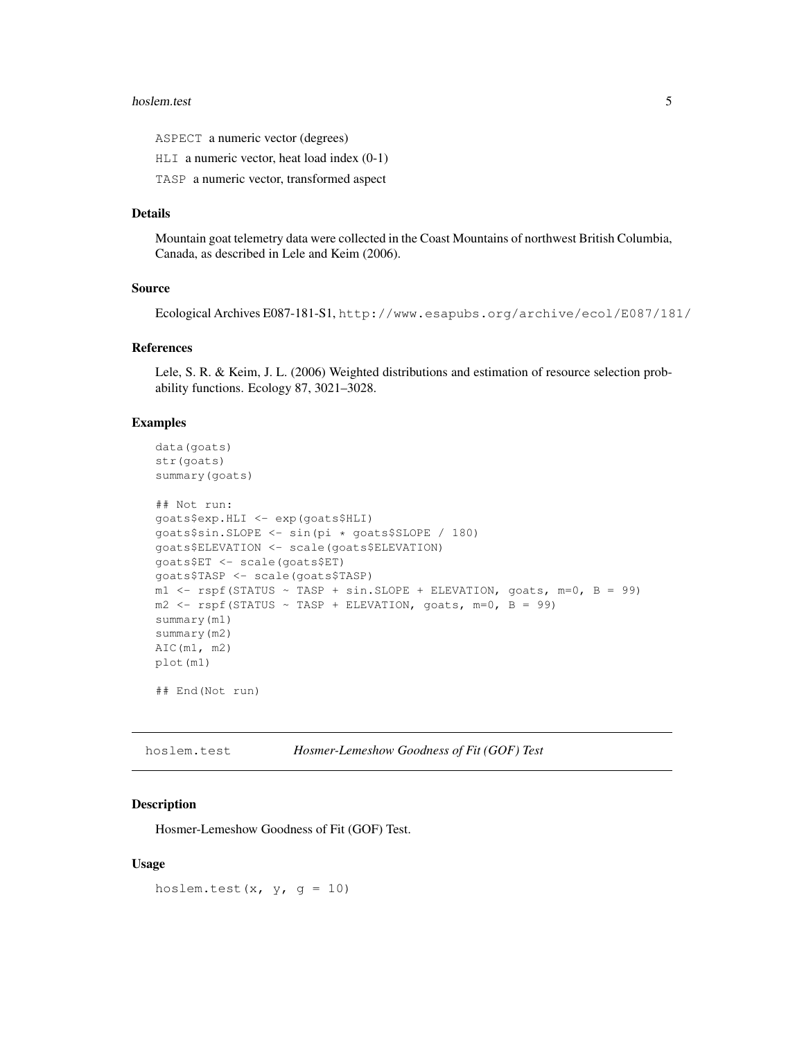ASPECT a numeric vector (degrees)

HLI a numeric vector, heat load index (0-1)

TASP a numeric vector, transformed aspect

### Details

Mountain goat telemetry data were collected in the Coast Mountains of northwest British Columbia, Canada, as described in Lele and Keim (2006).

### Source

Ecological Archives E087-181-S1, http://www.esapubs.org/archive/ecol/E087/181/

### References

Lele, S. R. & Keim, J. L. (2006) Weighted distributions and estimation of resource selection probability functions. Ecology 87, 3021–3028.

### Examples

```
data(goats)
str(goats)
summary(goats)

## Not run:
goats$exp.HLI <- exp(goats$HLI)
goats$sin.SLOPE <- sin(pi * goats$SLOPE / 180)
goats$ELEVATION <- scale(goats$ELEVATION)
goats$ET <- scale(goats$ET)
goats$TASP <- scale(goats$TASP)
m1 <- rspf(STATUS ~ TASP + sin.SLOPE + ELEVATION, goats, m=0, B = 99)
m2 <- rspf(STATUS ~ TASP + ELEVATION, goats, m=0, B = 99)
summary(m1)
summary(m2)
AIC(m1, m2)
plot(m1)

## End(Not run)
```

## hoslem.test *Hosmer-Lemeshow Goodness of Fit (GOF) Test*

### Description

Hosmer-Lemeshow Goodness of Fit (GOF) Test.

### Usage

```
hoslem.test(x, y, g = 10)
```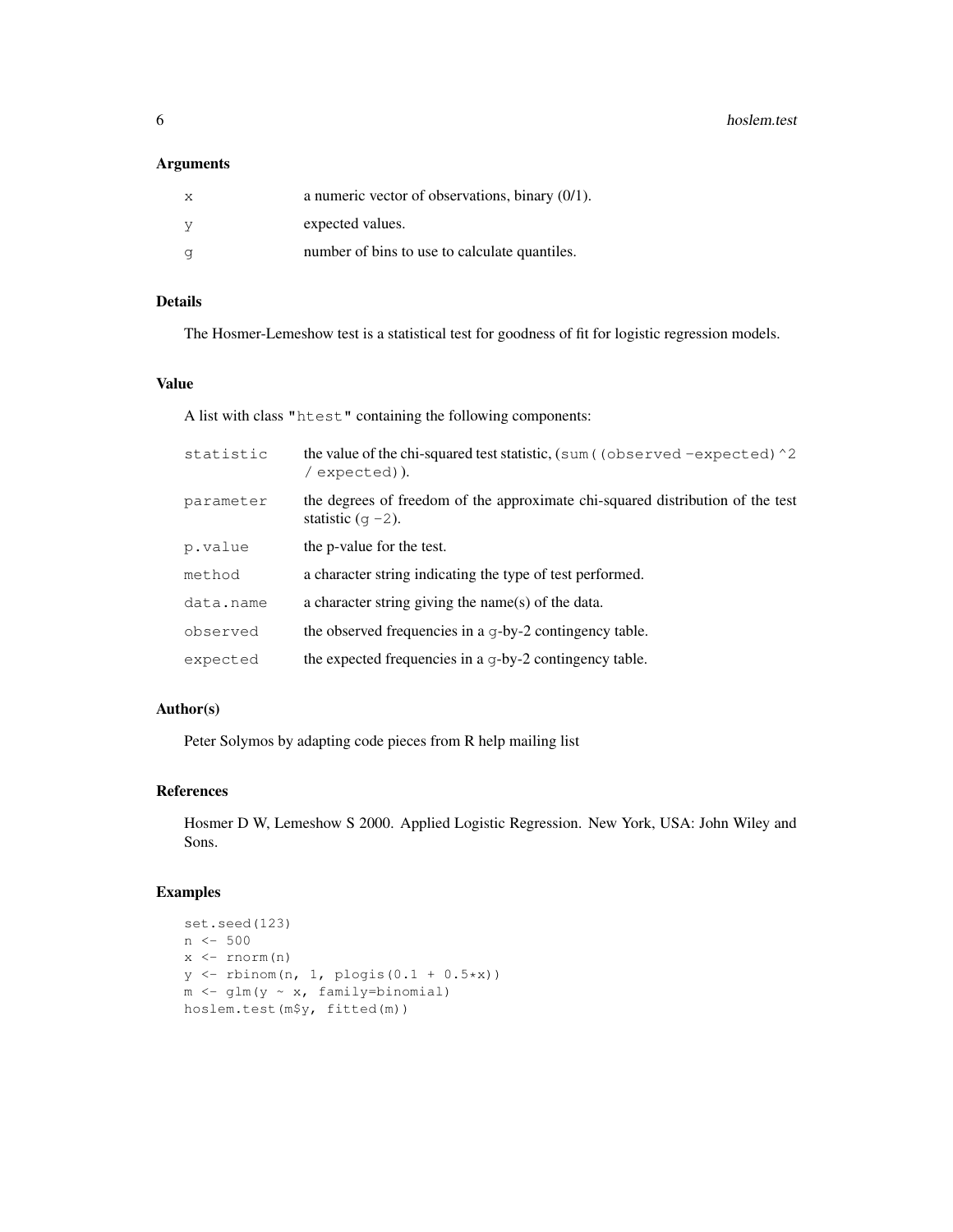### Arguments

| | |
|---|---|
| x | a numeric vector of observations, binary (0/1). |
| y | expected values. |
| g | number of bins to use to calculate quantiles. |

### Details

The Hosmer-Lemeshow test is a statistical test for goodness of fit for logistic regression models.

### Value

A list with class "htest" containing the following components:

| | |
|---|---|
| statistic | the value of the chi-squared test statistic, (`sum((observed - expected)^2 / expected)`). |
| parameter | the degrees of freedom of the approximate chi-squared distribution of the test statistic (`g - 2`). |
| p.value | the p-value for the test. |
| method | a character string indicating the type of test performed. |
| data.name | a character string giving the name(s) of the data. |
| observed | the observed frequencies in a `g`-by-2 contingency table. |
| expected | the expected frequencies in a `g`-by-2 contingency table. |

### Author(s)

Peter Solymos by adapting code pieces from R help mailing list

### References

Hosmer D W, Lemeshow S 2000. Applied Logistic Regression. New York, USA: John Wiley and Sons.

### Examples

```
set.seed(123)
n <- 500
x <- rnorm(n)
y <- rbinom(n, 1, plogis(0.1 + 0.5*x))
m <- glm(y ~ x, family=binomial)
hoslem.test(m$y, fitted(m))
```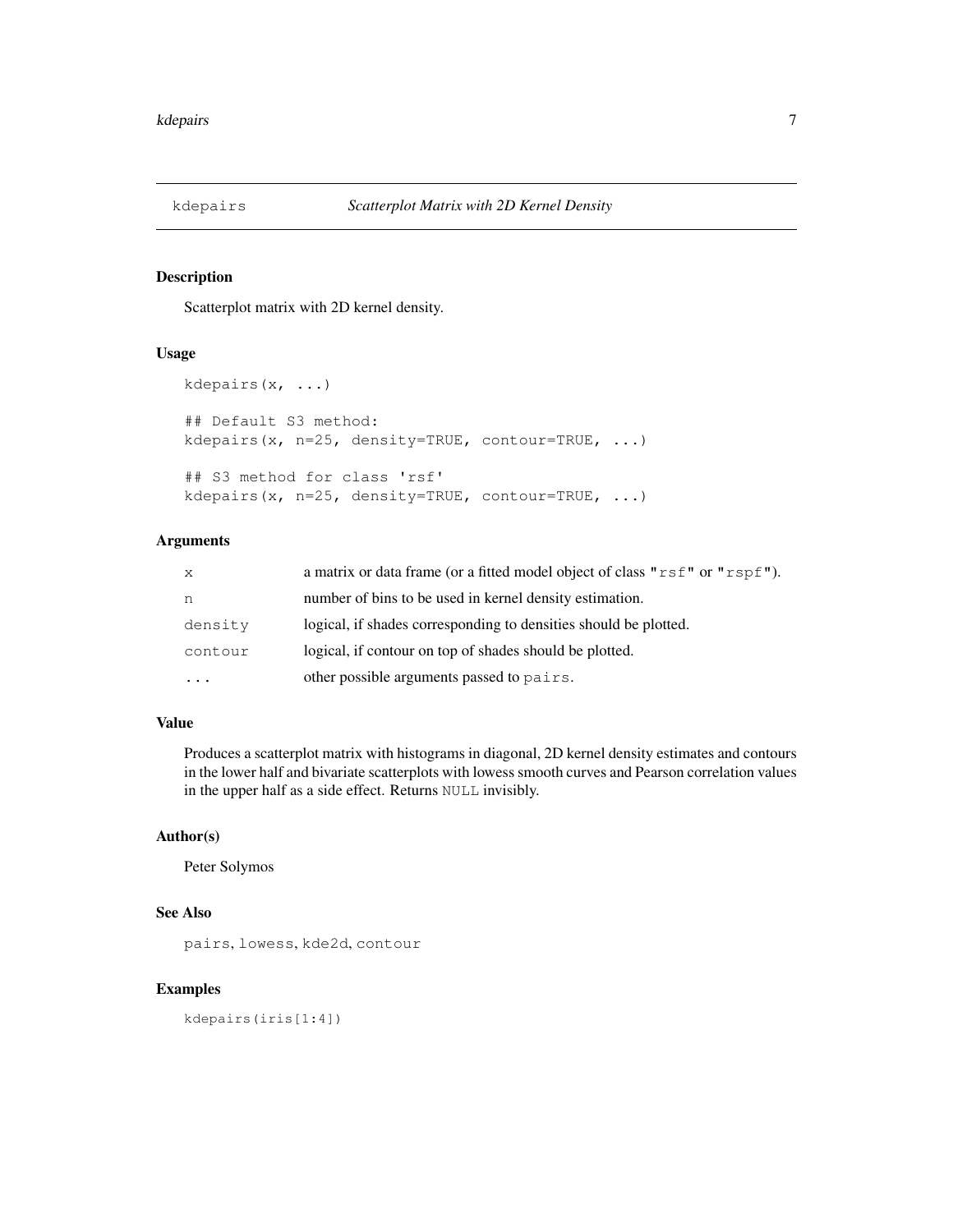## kdepairs *Scatterplot Matrix with 2D Kernel Density*

### Description

Scatterplot matrix with 2D kernel density.

### Usage

```
kdepairs(x, ...)

## Default S3 method:
kdepairs(x, n=25, density=TRUE, contour=TRUE, ...)

## S3 method for class 'rsf'
kdepairs(x, n=25, density=TRUE, contour=TRUE, ...)
```

### Arguments

| | |
|---|---|
| `x` | a matrix or data frame (or a fitted model object of class `"rsf"` or `"rspf"`). |
| `n` | number of bins to be used in kernel density estimation. |
| `density` | logical, if shades corresponding to densities should be plotted. |
| `contour` | logical, if contour on top of shades should be plotted. |
| `...` | other possible arguments passed to `pairs`. |

### Value

Produces a scatterplot matrix with histograms in diagonal, 2D kernel density estimates and contours in the lower half and bivariate scatterplots with lowess smooth curves and Pearson correlation values in the upper half as a side effect. Returns `NULL` invisibly.

### Author(s)

Peter Solymos

### See Also

`pairs`, `lowess`, `kde2d`, `contour`

### Examples

```
kdepairs(iris[1:4])
```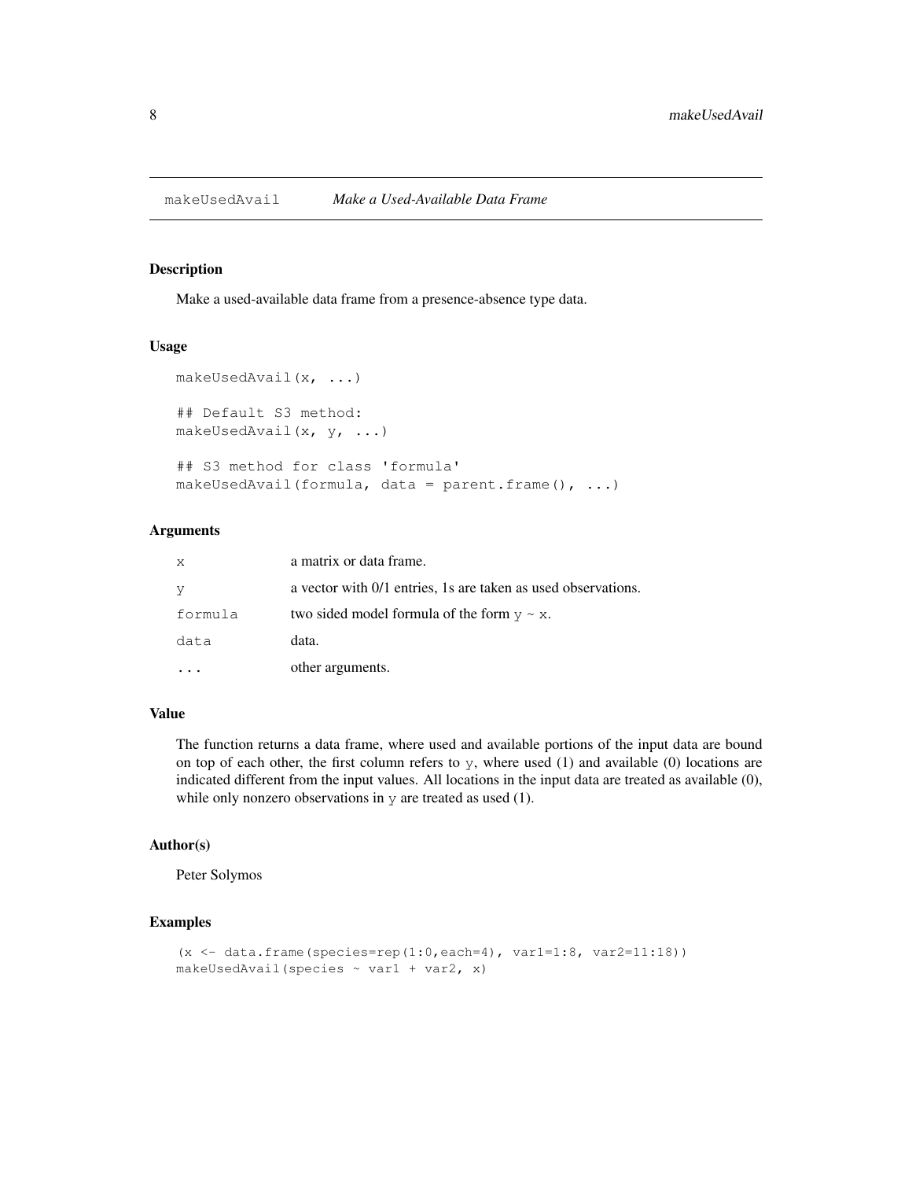# makeUsedAvail *Make a Used-Available Data Frame*

## Description

Make a used-available data frame from a presence-absence type data.

## Usage

```
makeUsedAvail(x, ...)

## Default S3 method:
makeUsedAvail(x, y, ...)

## S3 method for class 'formula'
makeUsedAvail(formula, data = parent.frame(), ...)
```

## Arguments

| | |
|---|---|
| `x` | a matrix or data frame. |
| `y` | a vector with 0/1 entries, 1s are taken as used observations. |
| `formula` | two sided model formula of the form `y ~ x`. |
| `data` | data. |
| `...` | other arguments. |

## Value

The function returns a data frame, where used and available portions of the input data are bound on top of each other, the first column refers to `y`, where used (1) and available (0) locations are indicated different from the input values. All locations in the input data are treated as available (0), while only nonzero observations in `y` are treated as used (1).

## Author(s)

Peter Solymos

## Examples

```
(x <- data.frame(species=rep(1:0,each=4), var1=1:8, var2=11:18))
makeUsedAvail(species ~ var1 + var2, x)
```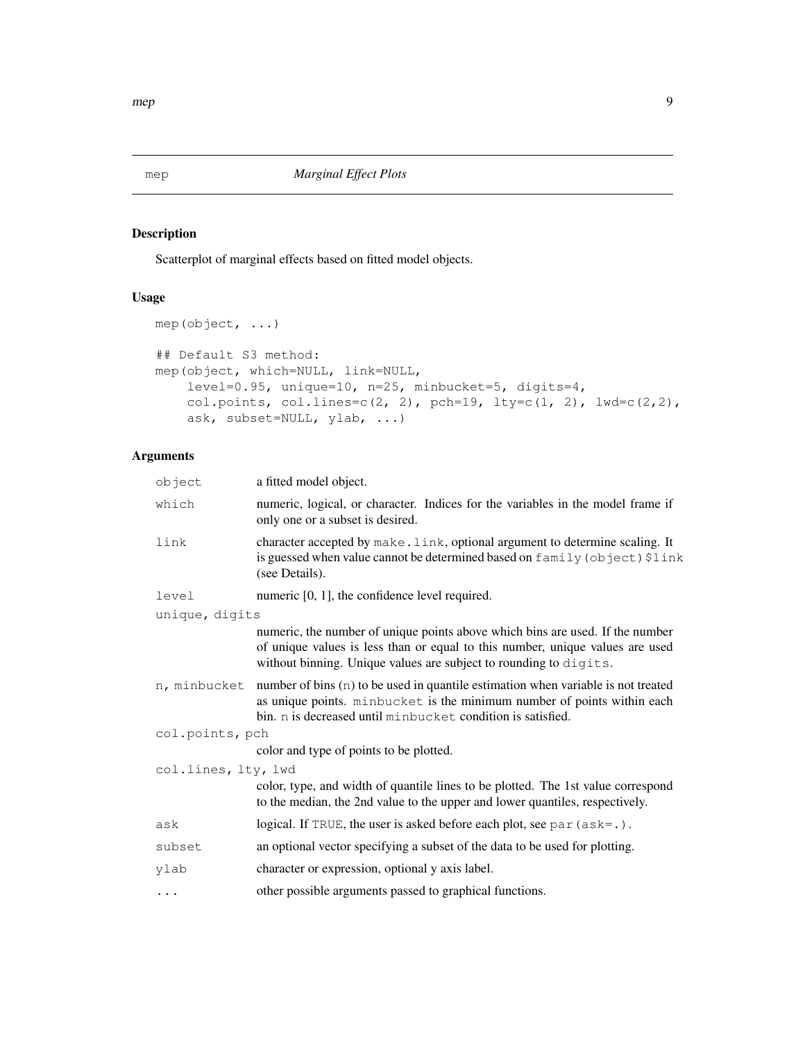mep *Marginal Effect Plots*

## Description

Scatterplot of marginal effects based on fitted model objects.

## Usage

```
mep(object, ...)

## Default S3 method:
mep(object, which=NULL, link=NULL,
    level=0.95, unique=10, n=25, minbucket=5, digits=4,
    col.points, col.lines=c(2, 2), pch=19, lty=c(1, 2), lwd=c(2,2),
    ask, subset=NULL, ylab, ...)
```

## Arguments

| Argument | Description |
|---|---|
| `object` | a fitted model object. |
| `which` | numeric, logical, or character. Indices for the variables in the model frame if only one or a subset is desired. |
| `link` | character accepted by `make.link`, optional argument to determine scaling. It is guessed when value cannot be determined based on `family(object)$link` (see Details). |
| `level` | numeric [0, 1], the confidence level required. |
| `unique, digits` | numeric, the number of unique points above which bins are used. If the number of unique values is less than or equal to this number, unique values are used without binning. Unique values are subject to rounding to `digits`. |
| `n, minbucket` | number of bins (`n`) to be used in quantile estimation when variable is not treated as unique points. `minbucket` is the minimum number of points within each bin. `n` is decreased until `minbucket` condition is satisfied. |
| `col.points, pch` | color and type of points to be plotted. |
| `col.lines, lty, lwd` | color, type, and width of quantile lines to be plotted. The 1st value correspond to the median, the 2nd value to the upper and lower quantiles, respectively. |
| `ask` | logical. If `TRUE`, the user is asked before each plot, see `par(ask=.)`. |
| `subset` | an optional vector specifying a subset of the data to be used for plotting. |
| `ylab` | character or expression, optional y axis label. |
| `...` | other possible arguments passed to graphical functions. |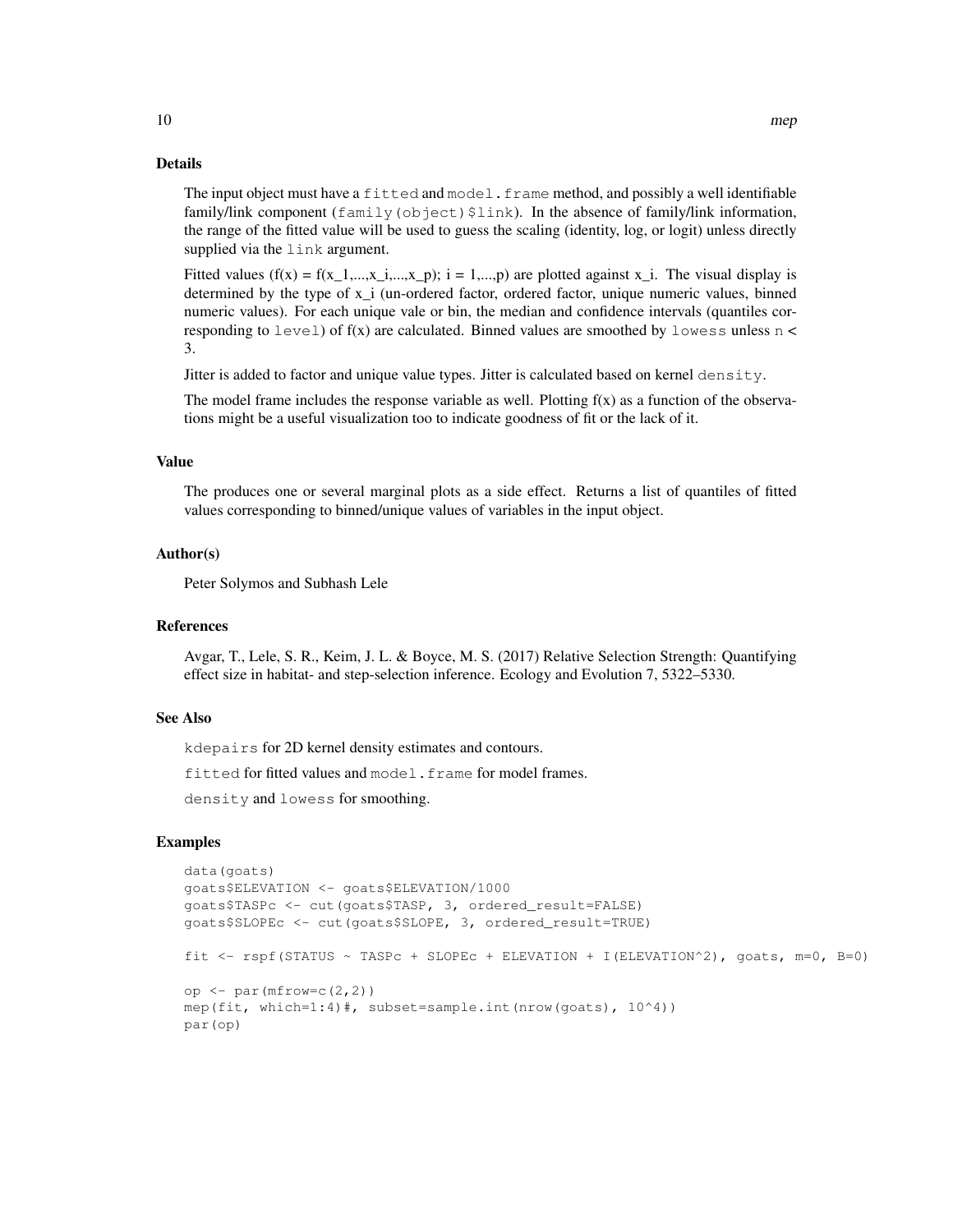## Details

The input object must have a `fitted` and `model.frame` method, and possibly a well identifiable family/link component (`family(object)$link`). In the absence of family/link information, the range of the fitted value will be used to guess the scaling (identity, log, or logit) unless directly supplied via the `link` argument.

Fitted values (f(x) = f(x_1,...,x_i,...,x_p); i = 1,...,p) are plotted against x_i. The visual display is determined by the type of x_i (un-ordered factor, ordered factor, unique numeric values, binned numeric values). For each unique vale or bin, the median and confidence intervals (quantiles corresponding to `level`) of f(x) are calculated. Binned values are smoothed by `lowess` unless `n` < 3.

Jitter is added to factor and unique value types. Jitter is calculated based on kernel `density`.

The model frame includes the response variable as well. Plotting f(x) as a function of the observations might be a useful visualization too to indicate goodness of fit or the lack of it.

## Value

The produces one or several marginal plots as a side effect. Returns a list of quantiles of fitted values corresponding to binned/unique values of variables in the input object.

## Author(s)

Peter Solymos and Subhash Lele

## References

Avgar, T., Lele, S. R., Keim, J. L. & Boyce, M. S. (2017) Relative Selection Strength: Quantifying effect size in habitat- and step-selection inference. Ecology and Evolution 7, 5322–5330.

## See Also

`kdepairs` for 2D kernel density estimates and contours.

`fitted` for fitted values and `model.frame` for model frames.

`density` and `lowess` for smoothing.

## Examples

```
data(goats)
goats$ELEVATION <- goats$ELEVATION/1000
goats$TASPc <- cut(goats$TASP, 3, ordered_result=FALSE)
goats$SLOPEc <- cut(goats$SLOPE, 3, ordered_result=TRUE)

fit <- rspf(STATUS ~ TASPc + SLOPEc + ELEVATION + I(ELEVATION^2), goats, m=0, B=0)

op <- par(mfrow=c(2,2))
mep(fit, which=1:4)#, subset=sample.int(nrow(goats), 10^4))
par(op)
```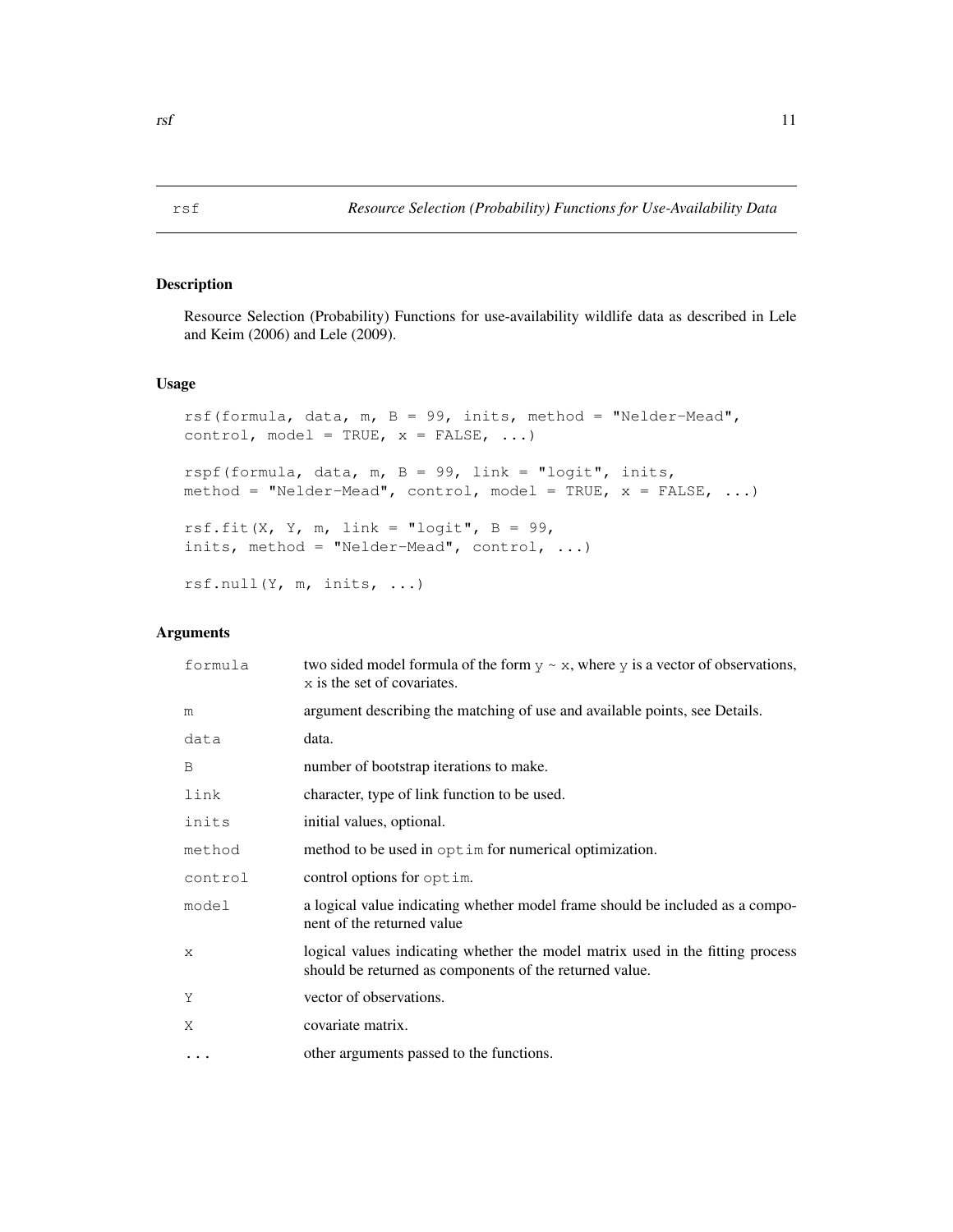# rsf — *Resource Selection (Probability) Functions for Use-Availability Data*

## Description

Resource Selection (Probability) Functions for use-availability wildlife data as described in Lele and Keim (2006) and Lele (2009).

## Usage

```
rsf(formula, data, m, B = 99, inits, method = "Nelder-Mead",
control, model = TRUE, x = FALSE, ...)

rspf(formula, data, m, B = 99, link = "logit", inits,
method = "Nelder-Mead", control, model = TRUE, x = FALSE, ...)

rsf.fit(X, Y, m, link = "logit", B = 99,
inits, method = "Nelder-Mead", control, ...)

rsf.null(Y, m, inits, ...)
```

## Arguments

| | |
|---|---|
| `formula` | two sided model formula of the form `y ~ x`, where `y` is a vector of observations, `x` is the set of covariates. |
| `m` | argument describing the matching of use and available points, see Details. |
| `data` | data. |
| `B` | number of bootstrap iterations to make. |
| `link` | character, type of link function to be used. |
| `inits` | initial values, optional. |
| `method` | method to be used in `optim` for numerical optimization. |
| `control` | control options for `optim`. |
| `model` | a logical value indicating whether model frame should be included as a component of the returned value |
| `x` | logical values indicating whether the model matrix used in the fitting process should be returned as components of the returned value. |
| `Y` | vector of observations. |
| `X` | covariate matrix. |
| `...` | other arguments passed to the functions. |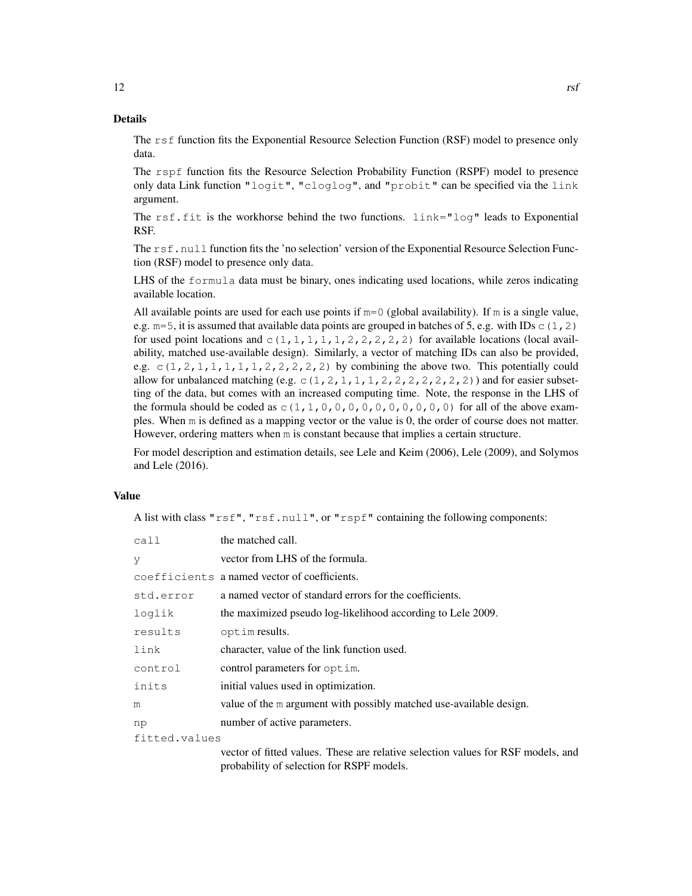## Details

The `rsf` function fits the Exponential Resource Selection Function (RSF) model to presence only data.

The `rspf` function fits the Resource Selection Probability Function (RSPF) model to presence only data Link function `"logit"`, `"cloglog"`, and `"probit"` can be specified via the `link` argument.

The `rsf.fit` is the workhorse behind the two functions. `link="log"` leads to Exponential RSF.

The `rsf.null` function fits the 'no selection' version of the Exponential Resource Selection Function (RSF) model to presence only data.

LHS of the `formula` data must be binary, ones indicating used locations, while zeros indicating available location.

All available points are used for each use points if `m=0` (global availability). If `m` is a single value, e.g. `m=5`, it is assumed that available data points are grouped in batches of 5, e.g. with IDs `c(1,2)` for used point locations and `c(1,1,1,1,1,2,2,2,2,2)` for available locations (local availability, matched use-available design). Similarly, a vector of matching IDs can also be provided, e.g. `c(1,2,1,1,1,1,1,2,2,2,2,2)` by combining the above two. This potentially could allow for unbalanced matching (e.g. `c(1,2,1,1,1,2,2,2,2,2,2,2)`) and for easier subsetting of the data, but comes with an increased computing time. Note, the response in the LHS of the formula should be coded as `c(1,1,0,0,0,0,0,0,0,0,0,0)` for all of the above examples. When `m` is defined as a mapping vector or the value is 0, the order of course does not matter. However, ordering matters when `m` is constant because that implies a certain structure.

For model description and estimation details, see Lele and Keim (2006), Lele (2009), and Solymos and Lele (2016).

## Value

A list with class `"rsf"`, `"rsf.null"`, or `"rspf"` containing the following components:

| | |
|---|---|
| `call` | the matched call. |
| `y` | vector from LHS of the formula. |
| `coefficients` | a named vector of coefficients. |
| `std.error` | a named vector of standard errors for the coefficients. |
| `loglik` | the maximized pseudo log-likelihood according to Lele 2009. |
| `results` | `optim` results. |
| `link` | character, value of the link function used. |
| `control` | control parameters for `optim`. |
| `inits` | initial values used in optimization. |
| `m` | value of the `m` argument with possibly matched use-available design. |
| `np` | number of active parameters. |
| `fitted.values` | vector of fitted values. These are relative selection values for RSF models, and probability of selection for RSPF models. |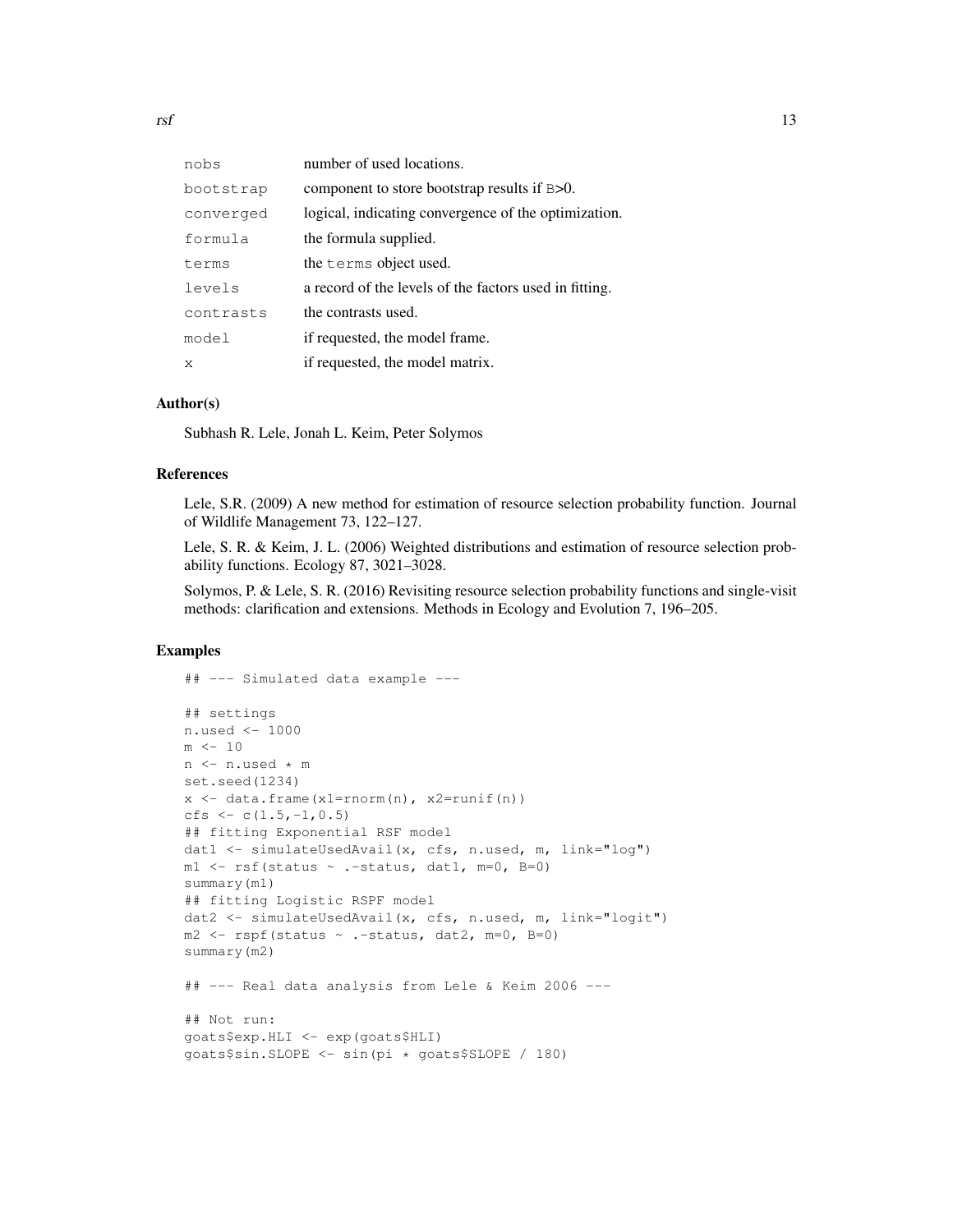| | |
|---|---|
| nobs | number of used locations. |
| bootstrap | component to store bootstrap results if B>0. |
| converged | logical, indicating convergence of the optimization. |
| formula | the formula supplied. |
| terms | the terms object used. |
| levels | a record of the levels of the factors used in fitting. |
| contrasts | the contrasts used. |
| model | if requested, the model frame. |
| x | if requested, the model matrix. |

### Author(s)

Subhash R. Lele, Jonah L. Keim, Peter Solymos

### References

Lele, S.R. (2009) A new method for estimation of resource selection probability function. Journal of Wildlife Management 73, 122–127.

Lele, S. R. & Keim, J. L. (2006) Weighted distributions and estimation of resource selection probability functions. Ecology 87, 3021–3028.

Solymos, P. & Lele, S. R. (2016) Revisiting resource selection probability functions and single-visit methods: clarification and extensions. Methods in Ecology and Evolution 7, 196–205.

### Examples

```
## --- Simulated data example ---

## settings
n.used <- 1000
m <- 10
n <- n.used * m
set.seed(1234)
x <- data.frame(x1=rnorm(n), x2=runif(n))
cfs <- c(1.5,-1,0.5)
## fitting Exponential RSF model
dat1 <- simulateUsedAvail(x, cfs, n.used, m, link="log")
m1 <- rsf(status ~ .-status, dat1, m=0, B=0)
summary(m1)
## fitting Logistic RSPF model
dat2 <- simulateUsedAvail(x, cfs, n.used, m, link="logit")
m2 <- rspf(status ~ .-status, dat2, m=0, B=0)
summary(m2)

## --- Real data analysis from Lele & Keim 2006 ---

## Not run:
goats$exp.HLI <- exp(goats$HLI)
goats$sin.SLOPE <- sin(pi * goats$SLOPE / 180)
```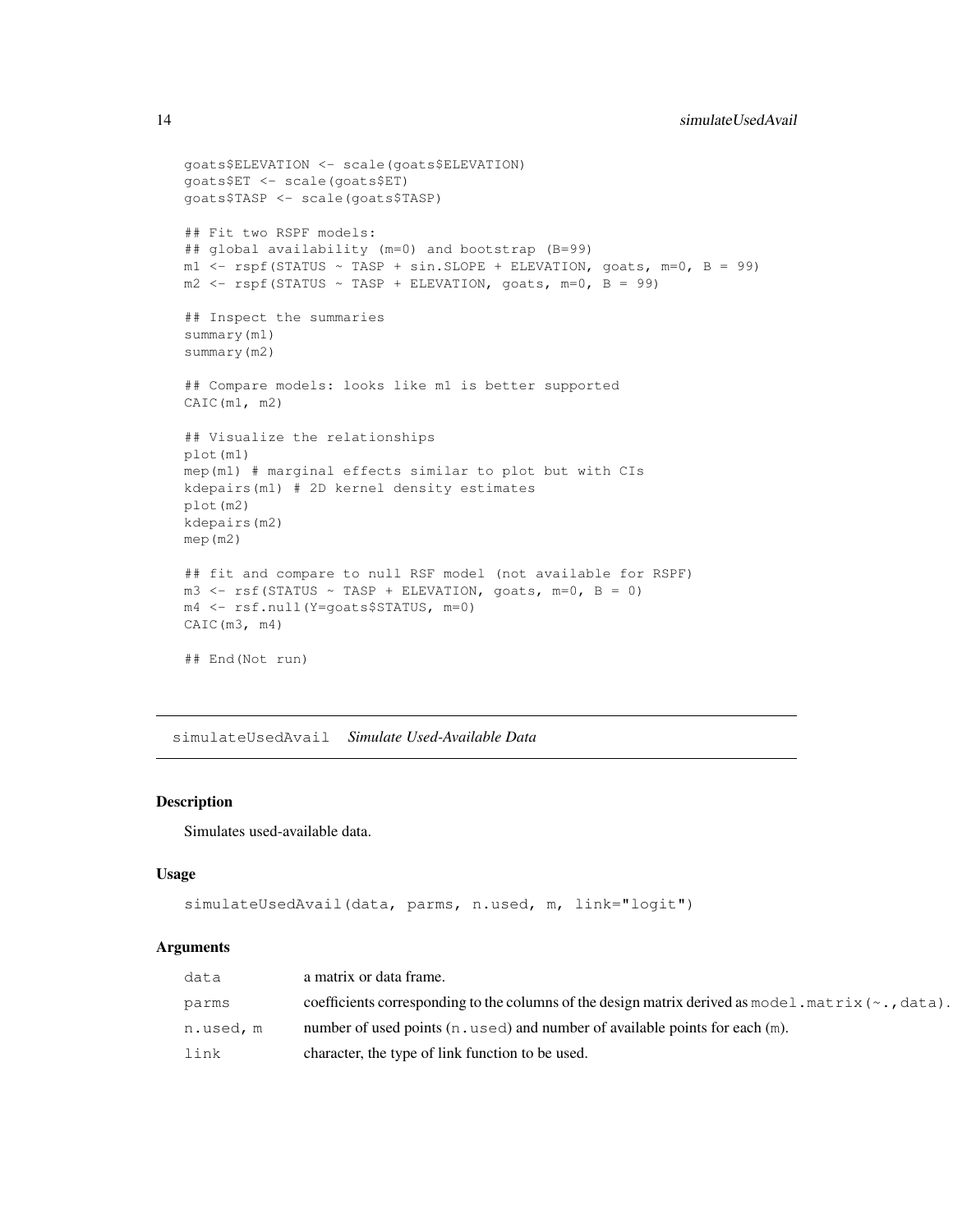```
goats$ELEVATION <- scale(goats$ELEVATION)
goats$ET <- scale(goats$ET)
goats$TASP <- scale(goats$TASP)

## Fit two RSPF models:
## global availability (m=0) and bootstrap (B=99)
m1 <- rspf(STATUS ~ TASP + sin.SLOPE + ELEVATION, goats, m=0, B = 99)
m2 <- rspf(STATUS ~ TASP + ELEVATION, goats, m=0, B = 99)

## Inspect the summaries
summary(m1)
summary(m2)

## Compare models: looks like m1 is better supported
CAIC(m1, m2)

## Visualize the relationships
plot(m1)
mep(m1) # marginal effects similar to plot but with CIs
kdepairs(m1) # 2D kernel density estimates
plot(m2)
kdepairs(m2)
mep(m2)

## fit and compare to null RSF model (not available for RSPF)
m3 <- rsf(STATUS ~ TASP + ELEVATION, goats, m=0, B = 0)
m4 <- rsf.null(Y=goats$STATUS, m=0)
CAIC(m3, m4)

## End(Not run)
```

---

## simulateUsedAvail *Simulate Used-Available Data*

### Description

Simulates used-available data.

### Usage

```
simulateUsedAvail(data, parms, n.used, m, link="logit")
```

### Arguments

| | |
|---|---|
| `data` | a matrix or data frame. |
| `parms` | coefficients corresponding to the columns of the design matrix derived as `model.matrix(~., data)`. |
| `n.used, m` | number of used points (`n.used`) and number of available points for each (`m`). |
| `link` | character, the type of link function to be used. |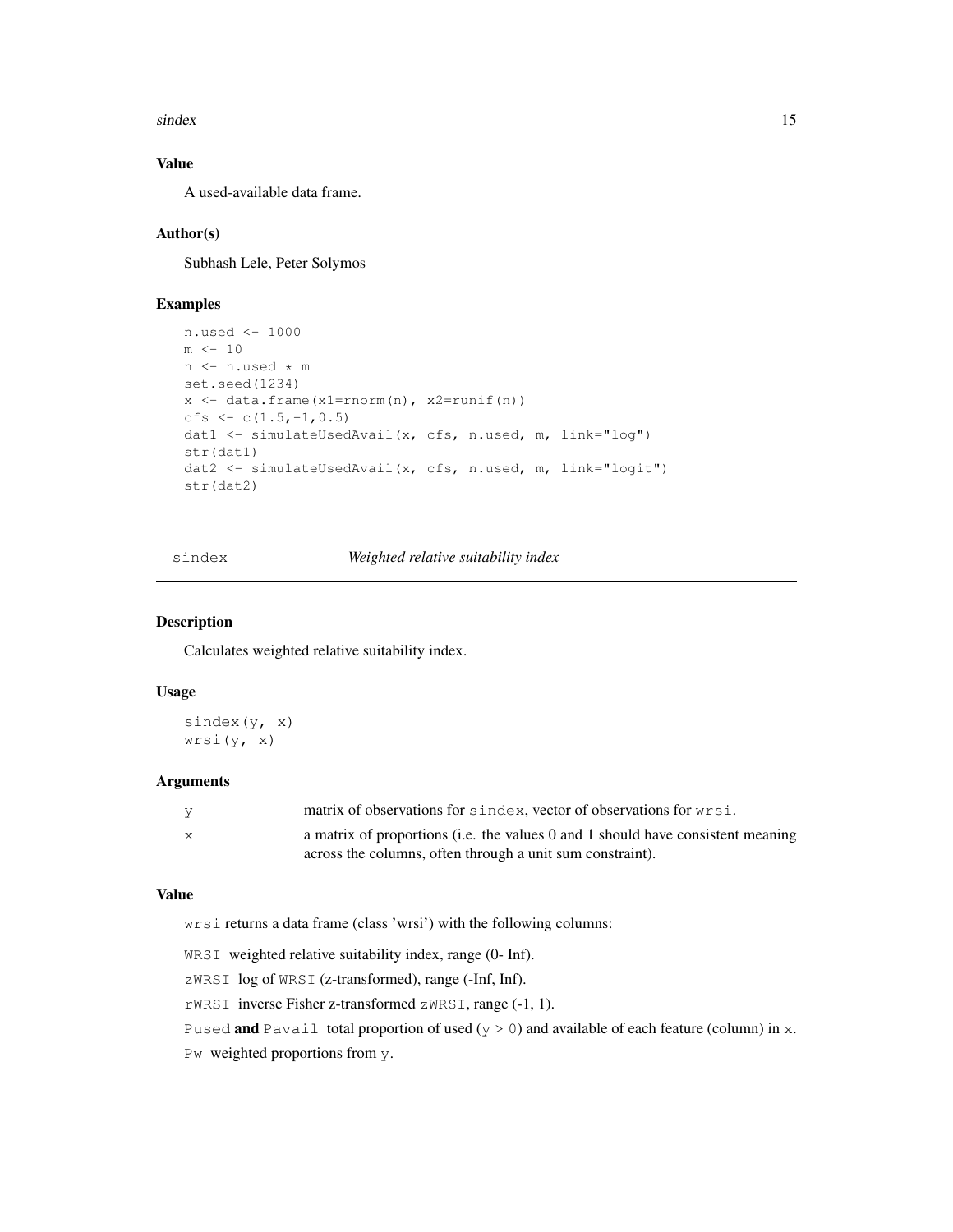### Value

A used-available data frame.

### Author(s)

Subhash Lele, Peter Solymos

### Examples

```
n.used <- 1000
m <- 10
n <- n.used * m
set.seed(1234)
x <- data.frame(x1=rnorm(n), x2=runif(n))
cfs <- c(1.5,-1,0.5)
dat1 <- simulateUsedAvail(x, cfs, n.used, m, link="log")
str(dat1)
dat2 <- simulateUsedAvail(x, cfs, n.used, m, link="logit")
str(dat2)
```

## sindex — *Weighted relative suitability index*

### Description

Calculates weighted relative suitability index.

### Usage

```
sindex(y, x)
wrsi(y, x)
```

### Arguments

| | |
|---|---|
| y | matrix of observations for `sindex`, vector of observations for `wrsi`. |
| x | a matrix of proportions (i.e. the values 0 and 1 should have consistent meaning across the columns, often through a unit sum constraint). |

### Value

`wrsi` returns a data frame (class 'wrsi') with the following columns:

`WRSI` weighted relative suitability index, range (0- Inf).

`zWRSI` log of `WRSI` (z-transformed), range (-Inf, Inf).

`rWRSI` inverse Fisher z-transformed `zWRSI`, range (-1, 1).

`Pused` **and** `Pavail` total proportion of used (`y > 0`) and available of each feature (column) in `x`.

`Pw` weighted proportions from `y`.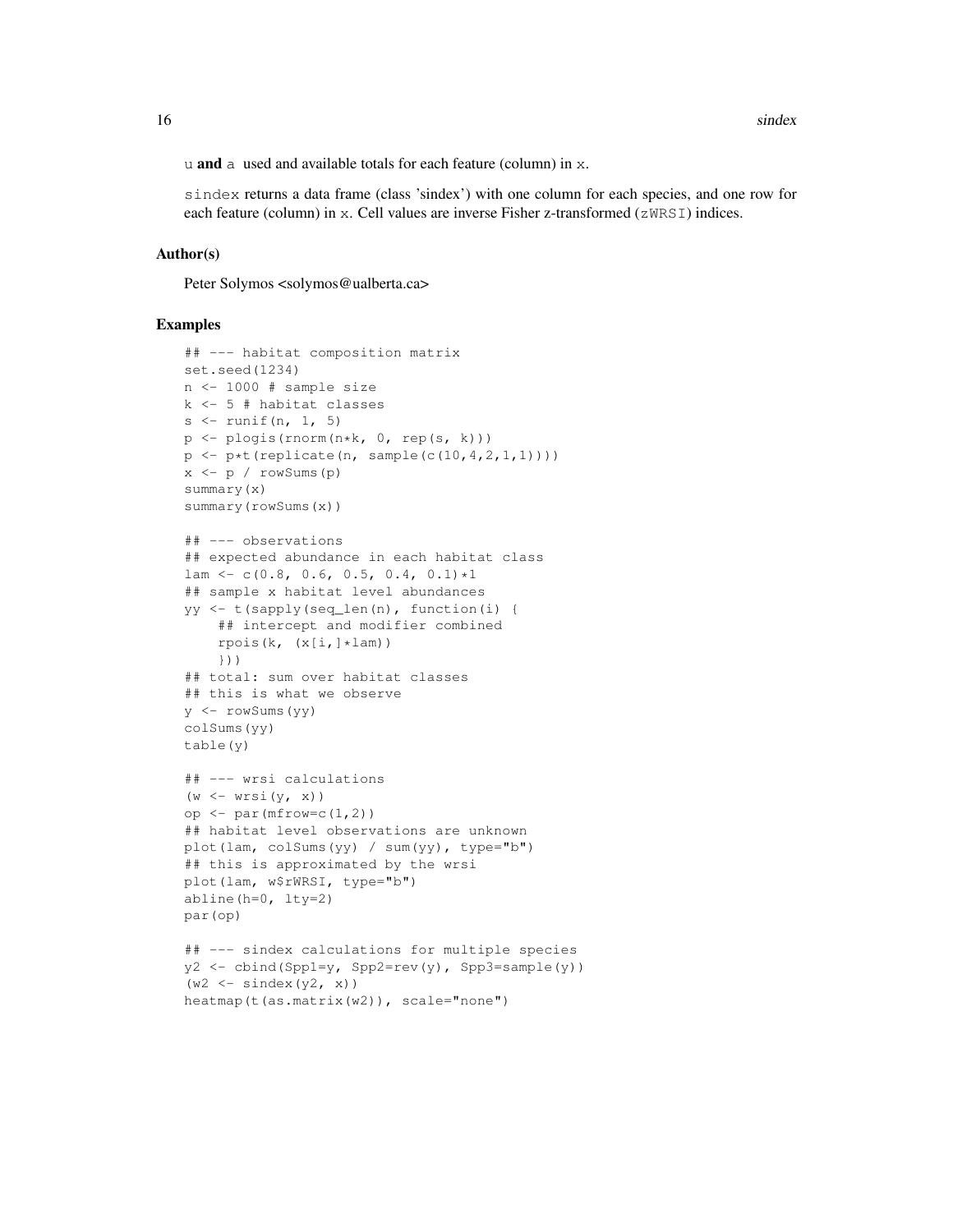u **and** a used and available totals for each feature (column) in x.

sindex returns a data frame (class 'sindex') with one column for each species, and one row for each feature (column) in x. Cell values are inverse Fisher z-transformed (zWRSI) indices.

## Author(s)

Peter Solymos <solymos@ualberta.ca>

## Examples

```
## --- habitat composition matrix
set.seed(1234)
n <- 1000 # sample size
k <- 5 # habitat classes
s <- runif(n, 1, 5)
p <- plogis(rnorm(n*k, 0, rep(s, k)))
p <- p*t(replicate(n, sample(c(10,4,2,1,1))))
x <- p / rowSums(p)
summary(x)
summary(rowSums(x))

## --- observations
## expected abundance in each habitat class
lam <- c(0.8, 0.6, 0.5, 0.4, 0.1)*1
## sample x habitat level abundances
yy <- t(sapply(seq_len(n), function(i) {
    ## intercept and modifier combined
    rpois(k, (x[i,]*lam))
    }))
## total: sum over habitat classes
## this is what we observe
y <- rowSums(yy)
colSums(yy)
table(y)

## --- wrsi calculations
(w <- wrsi(y, x))
op <- par(mfrow=c(1,2))
## habitat level observations are unknown
plot(lam, colSums(yy) / sum(yy), type="b")
## this is approximated by the wrsi
plot(lam, w$rWRSI, type="b")
abline(h=0, lty=2)
par(op)

## --- sindex calculations for multiple species
y2 <- cbind(Spp1=y, Spp2=rev(y), Spp3=sample(y))
(w2 <- sindex(y2, x))
heatmap(t(as.matrix(w2)), scale="none")
```